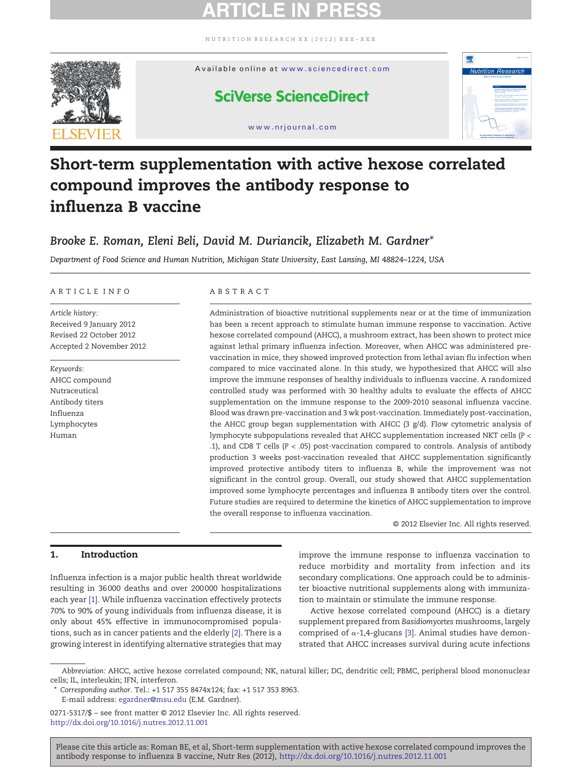# Short-term supplementation with active hexose correlated compound improves the antibody response to influenza B vaccine

*Brooke E. Roman, Eleni Beli, David M. Duriancik, Elizabeth M. Gardner**

*Department of Food Science and Human Nutrition, Michigan State University, East Lansing, MI 48824–1224, USA*

## ARTICLE INFO

*Article history:*
Received 9 January 2012
Revised 22 October 2012
Accepted 2 November 2012

*Keywords:*
AHCC compound
Nutraceutical
Antibody titers
Influenza
Lymphocytes
Human

## ABSTRACT

Administration of bioactive nutritional supplements near or at the time of immunization has been a recent approach to stimulate human immune response to vaccination. Active hexose correlated compound (AHCC), a mushroom extract, has been shown to protect mice against lethal primary influenza infection. Moreover, when AHCC was administered pre-vaccination in mice, they showed improved protection from lethal avian flu infection when compared to mice vaccinated alone. In this study, we hypothesized that AHCC will also improve the immune responses of healthy individuals to influenza vaccine. A randomized controlled study was performed with 30 healthy adults to evaluate the effects of AHCC supplementation on the immune response to the 2009-2010 seasonal influenza vaccine. Blood was drawn pre-vaccination and 3 wk post-vaccination. Immediately post-vaccination, the AHCC group began supplementation with AHCC (3 g/d). Flow cytometric analysis of lymphocyte subpopulations revealed that AHCC supplementation increased NKT cells ($P < .1$), and CD8 T cells ($P < .05$) post-vaccination compared to controls. Analysis of antibody production 3 weeks post-vaccination revealed that AHCC supplementation significantly improved protective antibody titers to influenza B, while the improvement was not significant in the control group. Overall, our study showed that AHCC supplementation improved some lymphocyte percentages and influenza B antibody titers over the control. Future studies are required to determine the kinetics of AHCC supplementation to improve the overall response to influenza vaccination.

© 2012 Elsevier Inc. All rights reserved.

## 1. Introduction

Influenza infection is a major public health threat worldwide resulting in 36000 deaths and over 200000 hospitalizations each year [1]. While influenza vaccination effectively protects 70% to 90% of young individuals from influenza disease, it is only about 45% effective in immunocompromised populations, such as in cancer patients and the elderly [2]. There is a growing interest in identifying alternative strategies that may improve the immune response to influenza vaccination to reduce morbidity and mortality from infection and its secondary complications. One approach could be to administer bioactive nutritional supplements along with immunization to maintain or stimulate the immune response.

Active hexose correlated compound (AHCC) is a dietary supplement prepared from *Basidiomycetes* mushrooms, largely comprised of α-1,4-glucans [3]. Animal studies have demonstrated that AHCC increases survival during acute infections

---

*Abbreviation:* AHCC, active hexose correlated compound; NK, natural killer; DC, dendritic cell; PBMC, peripheral blood mononuclear cells; IL, interleukin; IFN, interferon.

\* *Corresponding author.* Tel.: +1 517 355 8474x124; fax: +1 517 353 8963.
E-mail address: egardner@msu.edu (E.M. Gardner).

0271-5317/$ – see front matter © 2012 Elsevier Inc. All rights reserved.
http://dx.doi.org/10.1016/j.nutres.2012.11.001

Please cite this article as: Roman BE, et al, Short-term supplementation with active hexose correlated compound improves the antibody response to influenza B vaccine, Nutr Res (2012), http://dx.doi.org/10.1016/j.nutres.2012.11.001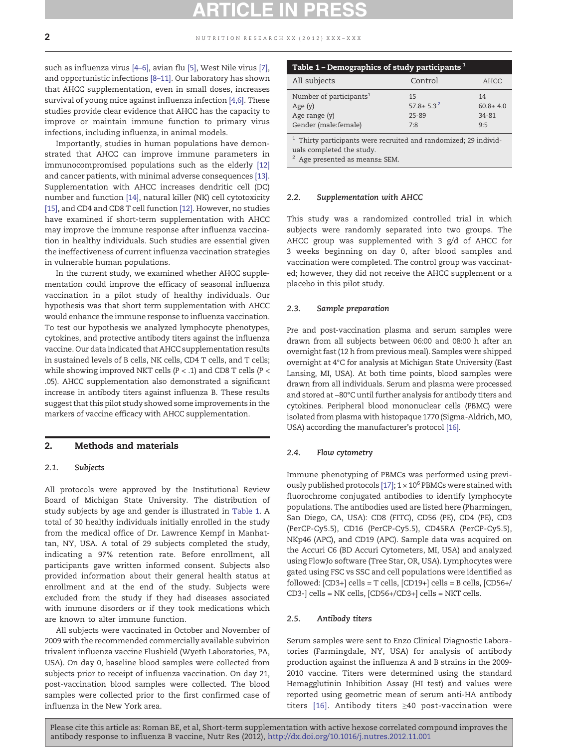such as influenza virus [4–6], avian flu [5], West Nile virus [7], and opportunistic infections [8–11]. Our laboratory has shown that AHCC supplementation, even in small doses, increases survival of young mice against influenza infection [4,6]. These studies provide clear evidence that AHCC has the capacity to improve or maintain immune function to primary virus infections, including influenza, in animal models.

Importantly, studies in human populations have demonstrated that AHCC can improve immune parameters in immunocompromised populations such as the elderly [12] and cancer patients, with minimal adverse consequences [13]. Supplementation with AHCC increases dendritic cell (DC) number and function [14], natural killer (NK) cell cytotoxicity [15], and CD4 and CD8 T cell function [12]. However, no studies have examined if short-term supplementation with AHCC may improve the immune response after influenza vaccination in healthy individuals. Such studies are essential given the ineffectiveness of current influenza vaccination strategies in vulnerable human populations.

In the current study, we examined whether AHCC supplementation could improve the efficacy of seasonal influenza vaccination in a pilot study of healthy individuals. Our hypothesis was that short term supplementation with AHCC would enhance the immune response to influenza vaccination. To test our hypothesis we analyzed lymphocyte phenotypes, cytokines, and protective antibody titers against the influenza vaccine. Our data indicated that AHCC supplementation results in sustained levels of B cells, NK cells, CD4 T cells, and T cells; while showing improved NKT cells ($P < .1$) and CD8 T cells ($P < .05$). AHCC supplementation also demonstrated a significant increase in antibody titers against influenza B. These results suggest that this pilot study showed some improvements in the markers of vaccine efficacy with AHCC supplementation.

## 2. Methods and materials

### 2.1. Subjects

All protocols were approved by the Institutional Review Board of Michigan State University. The distribution of study subjects by age and gender is illustrated in Table 1. A total of 30 healthy individuals initially enrolled in the study from the medical office of Dr. Lawrence Kempf in Manhattan, NY, USA. A total of 29 subjects completed the study, indicating a 97% retention rate. Before enrollment, all participants gave written informed consent. Subjects also provided information about their general health status at enrollment and at the end of the study. Subjects were excluded from the study if they had diseases associated with immune disorders or if they took medications which are known to alter immune function.

All subjects were vaccinated in October and November of 2009 with the recommended commercially available subvirion trivalent influenza vaccine Flushield (Wyeth Laboratories, PA, USA). On day 0, baseline blood samples were collected from subjects prior to receipt of influenza vaccination. On day 21, post-vaccination blood samples were collected. The blood samples were collected prior to the first confirmed case of influenza in the New York area.

**Table 1 – Demographics of study participants [1]**

| All subjects | Control | AHCC |
|---|---|---|
| Number of participants[1] | 15 | 14 |
| Age (y) | 57.8± 5.3[2] | 60.8± 4.0 |
| Age range (y) | 25-89 | 34-81 |
| Gender (male:female) | 7:8 | 9:5 |

[1] Thirty participants were recruited and randomized; 29 individuals completed the study.
[2] Age presented as means± SEM.

### 2.2. Supplementation with AHCC

This study was a randomized controlled trial in which subjects were randomly separated into two groups. The AHCC group was supplemented with 3 g/d of AHCC for 3 weeks beginning on day 0, after blood samples and vaccination were completed. The control group was vaccinated; however, they did not receive the AHCC supplement or a placebo in this pilot study.

### 2.3. Sample preparation

Pre and post-vaccination plasma and serum samples were drawn from all subjects between 06:00 and 08:00 h after an overnight fast (12 h from previous meal). Samples were shipped overnight at 4°C for analysis at Michigan State University (East Lansing, MI, USA). At both time points, blood samples were drawn from all individuals. Serum and plasma were processed and stored at –80°C until further analysis for antibody titers and cytokines. Peripheral blood mononuclear cells (PBMC) were isolated from plasma with histopaque 1770 (Sigma-Aldrich, MO, USA) according the manufacturer's protocol [16].

### 2.4. Flow cytometry

Immune phenotyping of PBMCs was performed using previously published protocols [17]; $1 \times 10^6$ PBMCs were stained with fluorochrome conjugated antibodies to identify lymphocyte populations. The antibodies used are listed here (Pharmingen, San Diego, CA, USA): CD8 (FITC), CD56 (PE), CD4 (PE), CD3 (PerCP-Cy5.5), CD16 (PerCP-Cy5.5), CD45RA (PerCP-Cy5.5), NKp46 (APC), and CD19 (APC). Sample data was acquired on the Accuri C6 (BD Accuri Cytometers, MI, USA) and analyzed using FlowJo software (Tree Star, OR, USA). Lymphocytes were gated using FSC vs SSC and cell populations were identified as followed: [CD3+] cells = T cells, [CD19+] cells = B cells, [CD56+/CD3-] cells = NK cells, [CD56+/CD3+] cells = NKT cells.

### 2.5. Antibody titers

Serum samples were sent to Enzo Clinical Diagnostic Laboratories (Farmingdale, NY, USA) for analysis of antibody production against the influenza A and B strains in the 2009-2010 vaccine. Titers were determined using the standard Hemagglutinin Inhibition Assay (HI test) and values were reported using geometric mean of serum anti-HA antibody titers [16]. Antibody titers ≥40 post-vaccination were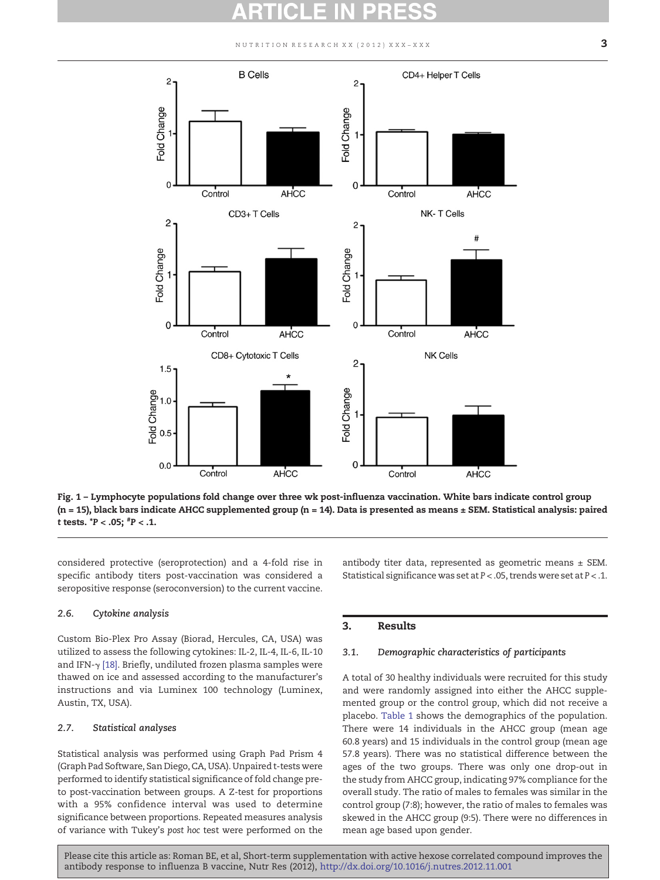Fig. 1 – Lymphocyte populations fold change over three wk post-influenza vaccination. White bars indicate control group (n = 15), black bars indicate AHCC supplemented group (n = 14). Data is presented as means ± SEM. Statistical analysis: paired t tests. *P < .05; #P < .1.

considered protective (seroprotection) and a 4-fold rise in specific antibody titers post-vaccination was considered a seropositive response (seroconversion) to the current vaccine.

### 2.6. Cytokine analysis

Custom Bio-Plex Pro Assay (Biorad, Hercules, CA, USA) was utilized to assess the following cytokines: IL-2, IL-4, IL-6, IL-10 and IFN-γ [18]. Briefly, undiluted frozen plasma samples were thawed on ice and assessed according to the manufacturer's instructions and via Luminex 100 technology (Luminex, Austin, TX, USA).

### 2.7. Statistical analyses

Statistical analysis was performed using Graph Pad Prism 4 (Graph Pad Software, San Diego, CA, USA). Unpaired t-tests were performed to identify statistical significance of fold change pre- to post-vaccination between groups. A Z-test for proportions with a 95% confidence interval was used to determine significance between proportions. Repeated measures analysis of variance with Tukey's *post hoc* test were performed on the antibody titer data, represented as geometric means ± SEM. Statistical significance was set at $P < .05$, trends were set at $P < .1$.

## 3. Results

### 3.1. Demographic characteristics of participants

A total of 30 healthy individuals were recruited for this study and were randomly assigned into either the AHCC supplemented group or the control group, which did not receive a placebo. Table 1 shows the demographics of the population. There were 14 individuals in the AHCC group (mean age 60.8 years) and 15 individuals in the control group (mean age 57.8 years). There was no statistical difference between the ages of the two groups. There was only one drop-out in the study from AHCC group, indicating 97% compliance for the overall study. The ratio of males to females was similar in the control group (7:8); however, the ratio of males to females was skewed in the AHCC group (9:5). There were no differences in mean age based upon gender.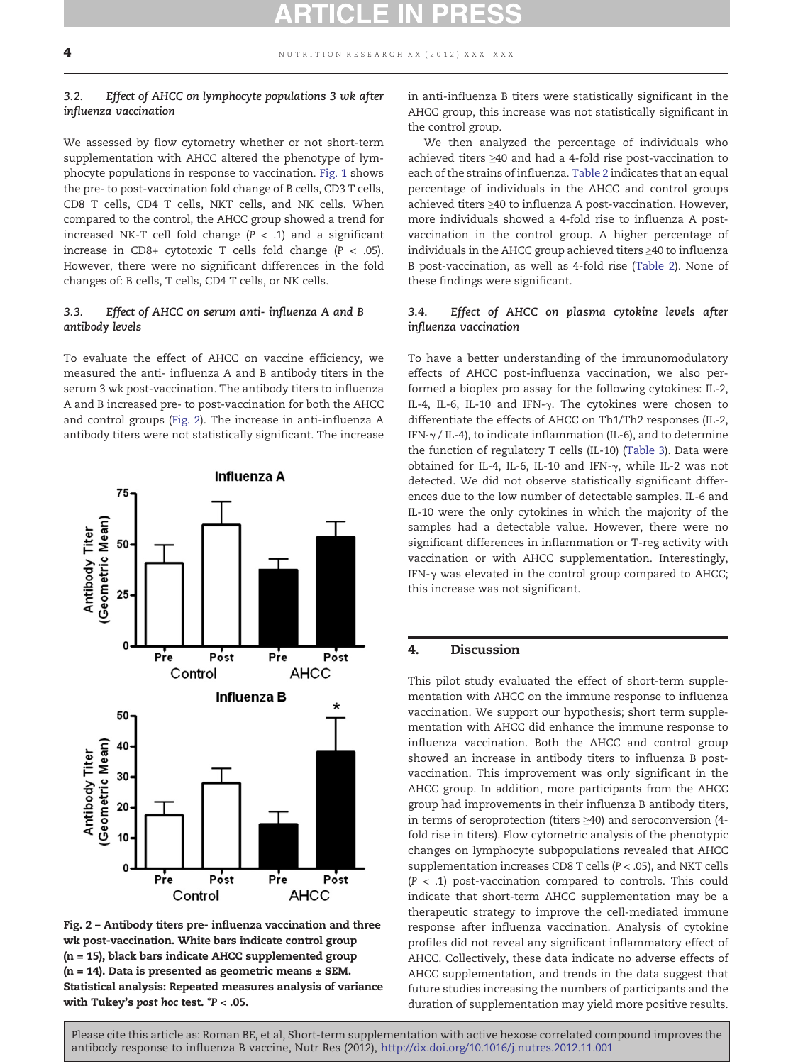### 3.2. Effect of AHCC on lymphocyte populations 3 wk after influenza vaccination

We assessed by flow cytometry whether or not short-term supplementation with AHCC altered the phenotype of lymphocyte populations in response to vaccination. Fig. 1 shows the pre- to post-vaccination fold change of B cells, CD3 T cells, CD8 T cells, CD4 T cells, NKT cells, and NK cells. When compared to the control, the AHCC group showed a trend for increased NK-T cell fold change ($P < .1$) and a significant increase in CD8+ cytotoxic T cells fold change ($P < .05$). However, there were no significant differences in the fold changes of: B cells, T cells, CD4 T cells, or NK cells.

### 3.3. Effect of AHCC on serum anti- influenza A and B antibody levels

To evaluate the effect of AHCC on vaccine efficiency, we measured the anti- influenza A and B antibody titers in the serum 3 wk post-vaccination. The antibody titers to influenza A and B increased pre- to post-vaccination for both the AHCC and control groups (Fig. 2). The increase in anti-influenza A antibody titers were not statistically significant. The increase in anti-influenza B titers were statistically significant in the AHCC group, this increase was not statistically significant in the control group.

We then analyzed the percentage of individuals who achieved titers ≥40 and had a 4-fold rise post-vaccination to each of the strains of influenza. Table 2 indicates that an equal percentage of individuals in the AHCC and control groups achieved titers ≥40 to influenza A post-vaccination. However, more individuals showed a 4-fold rise to influenza A post-vaccination in the control group. A higher percentage of individuals in the AHCC group achieved titers ≥40 to influenza B post-vaccination, as well as 4-fold rise (Table 2). None of these findings were significant.

**Fig. 2 – Antibody titers pre- influenza vaccination and three wk post-vaccination. White bars indicate control group (n = 15), black bars indicate AHCC supplemented group (n = 14). Data is presented as geometric means ± SEM. Statistical analysis: Repeated measures analysis of variance with Tukey's *post hoc* test. *P < .05.**

### 3.4. Effect of AHCC on plasma cytokine levels after influenza vaccination

To have a better understanding of the immunomodulatory effects of AHCC post-influenza vaccination, we also performed a bioplex pro assay for the following cytokines: IL-2, IL-4, IL-6, IL-10 and IFN-γ. The cytokines were chosen to differentiate the effects of AHCC on Th1/Th2 responses (IL-2, IFN-γ / IL-4), to indicate inflammation (IL-6), and to determine the function of regulatory T cells (IL-10) (Table 3). Data were obtained for IL-4, IL-6, IL-10 and IFN-γ, while IL-2 was not detected. We did not observe statistically significant differences due to the low number of detectable samples. IL-6 and IL-10 were the only cytokines in which the majority of the samples had a detectable value. However, there were no significant differences in inflammation or T-reg activity with vaccination or with AHCC supplementation. Interestingly, IFN-γ was elevated in the control group compared to AHCC; this increase was not significant.

## 4. Discussion

This pilot study evaluated the effect of short-term supplementation with AHCC on the immune response to influenza vaccination. We support our hypothesis; short term supplementation with AHCC did enhance the immune response to influenza vaccination. Both the AHCC and control group showed an increase in antibody titers to influenza B post-vaccination. This improvement was only significant in the AHCC group. In addition, more participants from the AHCC group had improvements in their influenza B antibody titers, in terms of seroprotection (titers ≥40) and seroconversion (4-fold rise in titers). Flow cytometric analysis of the phenotypic changes on lymphocyte subpopulations revealed that AHCC supplementation increases CD8 T cells ($P < .05$), and NKT cells ($P < .1$) post-vaccination compared to controls. This could indicate that short-term AHCC supplementation may be a therapeutic strategy to improve the cell-mediated immune response after influenza vaccination. Analysis of cytokine profiles did not reveal any significant inflammatory effect of AHCC. Collectively, these data indicate no adverse effects of AHCC supplementation, and trends in the data suggest that future studies increasing the numbers of participants and the duration of supplementation may yield more positive results.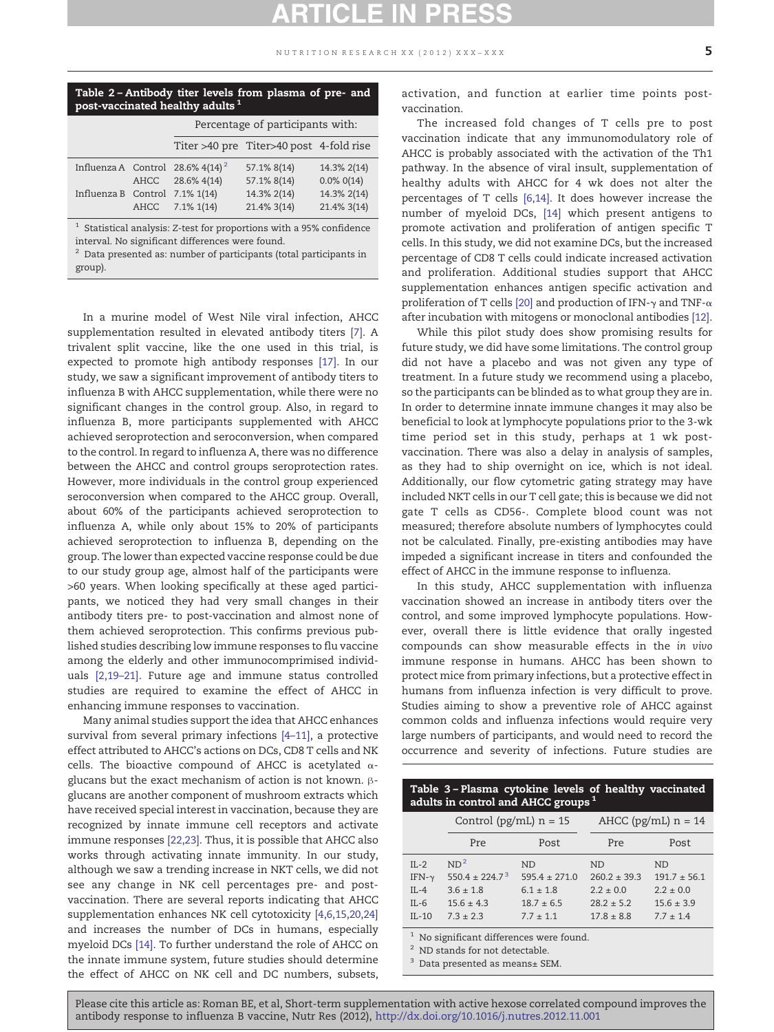**Table 2 – Antibody titer levels from plasma of pre- and post-vaccinated healthy adults [1]**

| | | Percentage of participants with: | | |
|---|---|---|---|---|
| | | Titer >40 pre | Titer>40 post | 4-fold rise |
| Influenza A | Control | 28.6% 4(14) [2] | 57.1% 8(14) | 14.3% 2(14) |
| | AHCC | 28.6% 4(14) | 57.1% 8(14) | 0.0% 0(14) |
| Influenza B | Control | 7.1% 1(14) | 14.3% 2(14) | 14.3% 2(14) |
| | AHCC | 7.1% 1(14) | 21.4% 3(14) | 21.4% 3(14) |

[1] Statistical analysis: Z-test for proportions with a 95% confidence interval. No significant differences were found.
[2] Data presented as: number of participants (total participants in group).

In a murine model of West Nile viral infection, AHCC supplementation resulted in elevated antibody titers [7]. A trivalent split vaccine, like the one used in this trial, is expected to promote high antibody responses [17]. In our study, we saw a significant improvement of antibody titers to influenza B with AHCC supplementation, while there were no significant changes in the control group. Also, in regard to influenza B, more participants supplemented with AHCC achieved seroprotection and seroconversion, when compared to the control. In regard to influenza A, there was no difference between the AHCC and control groups seroprotection rates. However, more individuals in the control group experienced seroconversion when compared to the AHCC group. Overall, about 60% of the participants achieved seroprotection to influenza A, while only about 15% to 20% of participants achieved seroprotection to influenza B, depending on the group. The lower than expected vaccine response could be due to our study group age, almost half of the participants were >60 years. When looking specifically at these aged participants, we noticed they had very small changes in their antibody titers pre- to post-vaccination and almost none of them achieved seroprotection. This confirms previous published studies describing low immune responses to flu vaccine among the elderly and other immunocompromised individuals [2,19–21]. Future age and immune status controlled studies are required to examine the effect of AHCC in enhancing immune responses to vaccination.

Many animal studies support the idea that AHCC enhances survival from several primary infections [4–11], a protective effect attributed to AHCC's actions on DCs, CD8 T cells and NK cells. The bioactive compound of AHCC is acetylated α-glucans but the exact mechanism of action is not known. β-glucans are another component of mushroom extracts which have received special interest in vaccination, because they are recognized by innate immune cell receptors and activate immune responses [22,23]. Thus, it is possible that AHCC also works through activating innate immunity. In our study, although we saw a trending increase in NKT cells, we did not see any change in NK cell percentages pre- and post-vaccination. There are several reports indicating that AHCC supplementation enhances NK cell cytotoxicity [4,6,15,20,24] and increases the number of DCs in humans, especially myeloid DCs [14]. To further understand the role of AHCC on the innate immune system, future studies should determine the effect of AHCC on NK cell and DC numbers, subsets, activation, and function at earlier time points post-vaccination.

The increased fold changes of T cells pre to post vaccination indicate that any immunomodulatory role of AHCC is probably associated with the activation of the Th1 pathway. In the absence of viral insult, supplementation of healthy adults with AHCC for 4 wk does not alter the percentages of T cells [6,14]. It does however increase the number of myeloid DCs, [14] which present antigens to promote activation and proliferation of antigen specific T cells. In this study, we did not examine DCs, but the increased percentage of CD8 T cells could indicate increased activation and proliferation. Additional studies support that AHCC supplementation enhances antigen specific activation and proliferation of T cells [20] and production of IFN-γ and TNF-α after incubation with mitogens or monoclonal antibodies [12].

While this pilot study does show promising results for future study, we did have some limitations. The control group did not have a placebo and was not given any type of treatment. In a future study we recommend using a placebo, so the participants can be blinded as to what group they are in. In order to determine innate immune changes it may also be beneficial to look at lymphocyte populations prior to the 3-wk time period set in this study, perhaps at 1 wk post-vaccination. There was also a delay in analysis of samples, as they had to ship overnight on ice, which is not ideal. Additionally, our flow cytometric gating strategy may have included NKT cells in our T cell gate; this is because we did not gate T cells as CD56-. Complete blood count was not measured; therefore absolute numbers of lymphocytes could not be calculated. Finally, pre-existing antibodies may have impeded a significant increase in titers and confounded the effect of AHCC in the immune response to influenza.

In this study, AHCC supplementation with influenza vaccination showed an increase in antibody titers over the control, and some improved lymphocyte populations. However, overall there is little evidence that orally ingested compounds can show measurable effects in the *in vivo* immune response in humans. AHCC has been shown to protect mice from primary infections, but a protective effect in humans from influenza infection is very difficult to prove. Studies aiming to show a preventive role of AHCC against common colds and influenza infections would require very large numbers of participants, and would need to record the occurrence and severity of infections. Future studies are

**Table 3 – Plasma cytokine levels of healthy vaccinated adults in control and AHCC groups [1]**

| | Control (pg/mL) n = 15 | | AHCC (pg/mL) n = 14 | |
|---|---|---|---|---|
| | Pre | Post | Pre | Post |
| IL-2 | ND [2] | ND | ND | ND |
| IFN-γ | 550.4 ± 224.7 [3] | 595.4 ± 271.0 | 260.2 ± 39.3 | 191.7 ± 56.1 |
| IL-4 | 3.6 ± 1.8 | 6.1 ± 1.8 | 2.2 ± 0.0 | 2.2 ± 0.0 |
| IL-6 | 15.6 ± 4.3 | 18.7 ± 6.5 | 28.2 ± 5.2 | 15.6 ± 3.9 |
| IL-10 | 7.3 ± 2.3 | 7.7 ± 1.1 | 17.8 ± 8.8 | 7.7 ± 1.4 |

[1] No significant differences were found.
[2] ND stands for not detectable.
[3] Data presented as means± SEM.

Please cite this article as: Roman BE, et al, Short-term supplementation with active hexose correlated compound improves the antibody response to influenza B vaccine, Nutr Res (2012), http://dx.doi.org/10.1016/j.nutres.2012.11.001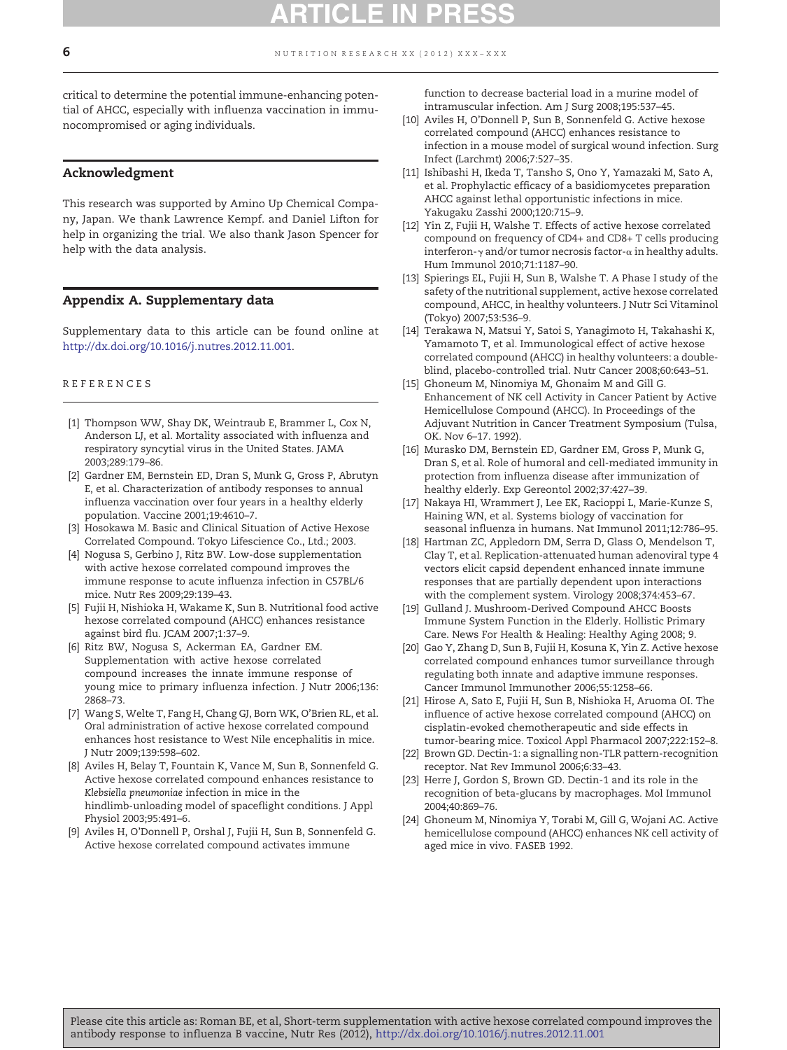critical to determine the potential immune-enhancing potential of AHCC, especially with influenza vaccination in immunocompromised or aging individuals.

## Acknowledgment

This research was supported by Amino Up Chemical Company, Japan. We thank Lawrence Kempf. and Daniel Lifton for help in organizing the trial. We also thank Jason Spencer for help with the data analysis.

## Appendix A. Supplementary data

Supplementary data to this article can be found online at http://dx.doi.org/10.1016/j.nutres.2012.11.001.

## REFERENCES

[1] Thompson WW, Shay DK, Weintraub E, Brammer L, Cox N, Anderson LJ, et al. Mortality associated with influenza and respiratory syncytial virus in the United States. JAMA 2003;289:179–86.

[2] Gardner EM, Bernstein ED, Dran S, Munk G, Gross P, Abrutyn E, et al. Characterization of antibody responses to annual influenza vaccination over four years in a healthy elderly population. Vaccine 2001;19:4610–7.

[3] Hosokawa M. Basic and Clinical Situation of Active Hexose Correlated Compound. Tokyo Lifescience Co., Ltd.; 2003.

[4] Nogusa S, Gerbino J, Ritz BW. Low-dose supplementation with active hexose correlated compound improves the immune response to acute influenza infection in C57BL/6 mice. Nutr Res 2009;29:139–43.

[5] Fujii H, Nishioka H, Wakame K, Sun B. Nutritional food active hexose correlated compound (AHCC) enhances resistance against bird flu. JCAM 2007;1:37–9.

[6] Ritz BW, Nogusa S, Ackerman EA, Gardner EM. Supplementation with active hexose correlated compound increases the innate immune response of young mice to primary influenza infection. J Nutr 2006;136: 2868–73.

[7] Wang S, Welte T, Fang H, Chang GJ, Born WK, O'Brien RL, et al. Oral administration of active hexose correlated compound enhances host resistance to West Nile encephalitis in mice. J Nutr 2009;139:598–602.

[8] Aviles H, Belay T, Fountain K, Vance M, Sun B, Sonnenfeld G. Active hexose correlated compound enhances resistance to *Klebsiella pneumoniae* infection in mice in the hindlimb-unloading model of spaceflight conditions. J Appl Physiol 2003;95:491–6.

[9] Aviles H, O'Donnell P, Orshal J, Fujii H, Sun B, Sonnenfeld G. Active hexose correlated compound activates immune function to decrease bacterial load in a murine model of intramuscular infection. Am J Surg 2008;195:537–45.

[10] Aviles H, O'Donnell P, Sun B, Sonnenfeld G. Active hexose correlated compound (AHCC) enhances resistance to infection in a mouse model of surgical wound infection. Surg Infect (Larchmt) 2006;7:527–35.

[11] Ishibashi H, Ikeda T, Tansho S, Ono Y, Yamazaki M, Sato A, et al. Prophylactic efficacy of a basidiomycetes preparation AHCC against lethal opportunistic infections in mice. Yakugaku Zasshi 2000;120:715–9.

[12] Yin Z, Fujii H, Walshe T. Effects of active hexose correlated compound on frequency of CD4+ and CD8+ T cells producing interferon-$\gamma$ and/or tumor necrosis factor-$\alpha$ in healthy adults. Hum Immunol 2010;71:1187–90.

[13] Spierings EL, Fujii H, Sun B, Walshe T. A Phase I study of the safety of the nutritional supplement, active hexose correlated compound, AHCC, in healthy volunteers. J Nutr Sci Vitaminol (Tokyo) 2007;53:536–9.

[14] Terakawa N, Matsui Y, Satoi S, Yanagimoto H, Takahashi K, Yamamoto T, et al. Immunological effect of active hexose correlated compound (AHCC) in healthy volunteers: a double-blind, placebo-controlled trial. Nutr Cancer 2008;60:643–51.

[15] Ghoneum M, Ninomiya M, Ghonaim M and Gill G. Enhancement of NK cell Activity in Cancer Patient by Active Hemicellulose Compound (AHCC). In Proceedings of the Adjuvant Nutrition in Cancer Treatment Symposium (Tulsa, OK. Nov 6–17. 1992).

[16] Murasko DM, Bernstein ED, Gardner EM, Gross P, Munk G, Dran S, et al. Role of humoral and cell-mediated immunity in protection from influenza disease after immunization of healthy elderly. Exp Gereontol 2002;37:427–39.

[17] Nakaya HI, Wrammert J, Lee EK, Racioppi L, Marie-Kunze S, Haining WN, et al. Systems biology of vaccination for seasonal influenza in humans. Nat Immunol 2011;12:786–95.

[18] Hartman ZC, Appledorn DM, Serra D, Glass O, Mendelson T, Clay T, et al. Replication-attenuated human adenoviral type 4 vectors elicit capsid dependent enhanced innate immune responses that are partially dependent upon interactions with the complement system. Virology 2008;374:453–67.

[19] Gulland J. Mushroom-Derived Compound AHCC Boosts Immune System Function in the Elderly. Hollistic Primary Care. News For Health & Healing: Healthy Aging 2008; 9.

[20] Gao Y, Zhang D, Sun B, Fujii H, Kosuna K, Yin Z. Active hexose correlated compound enhances tumor surveillance through regulating both innate and adaptive immune responses. Cancer Immunol Immunother 2006;55:1258–66.

[21] Hirose A, Sato E, Fujii H, Sun B, Nishioka H, Aruoma OI. The influence of active hexose correlated compound (AHCC) on cisplatin-evoked chemotherapeutic and side effects in tumor-bearing mice. Toxicol Appl Pharmacol 2007;222:152–8.

[22] Brown GD. Dectin-1: a signalling non-TLR pattern-recognition receptor. Nat Rev Immunol 2006;6:33–43.

[23] Herre J, Gordon S, Brown GD. Dectin-1 and its role in the recognition of beta-glucans by macrophages. Mol Immunol 2004;40:869–76.

[24] Ghoneum M, Ninomiya Y, Torabi M, Gill G, Wojani AC. Active hemicellulose compound (AHCC) enhances NK cell activity of aged mice in vivo. FASEB 1992.